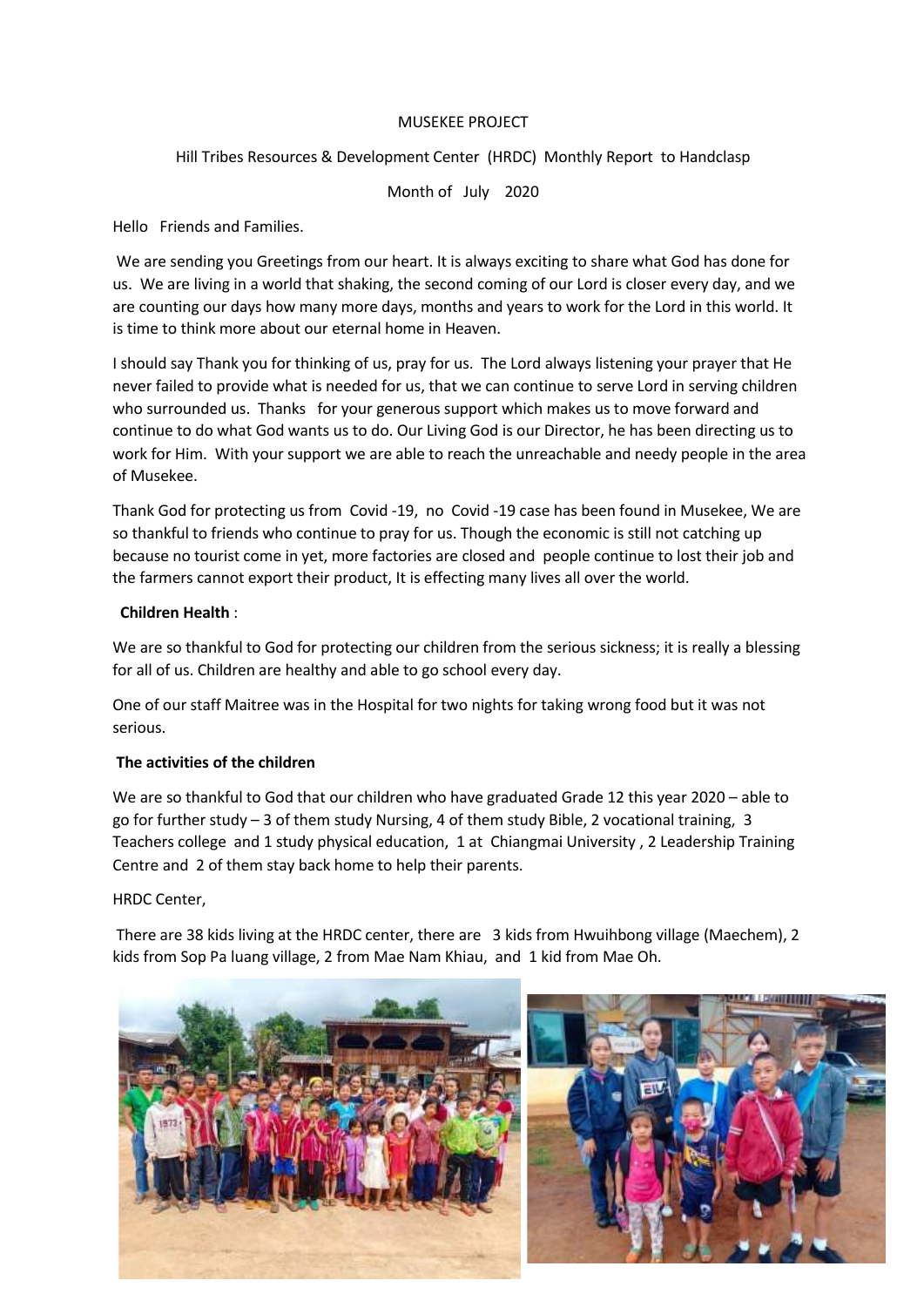MUSEKEE PROJECT

Hill Tribes Resources & Development Center (HRDC) Monthly Report to Handclasp

Month of July 2020

Hello Friends and Families.

We are sending you Greetings from our heart. It is always exciting to share what God has done for us. We are living in a world that shaking, the second coming of our Lord is closer every day, and we are counting our days how many more days, months and years to work for the Lord in this world. It is time to think more about our eternal home in Heaven.

I should say Thank you for thinking of us, pray for us. The Lord always listening your prayer that He never failed to provide what is needed for us, that we can continue to serve Lord in serving children who surrounded us. Thanks for your generous support which makes us to move forward and continue to do what God wants us to do. Our Living God is our Director, he has been directing us to work for Him. With your support we are able to reach the unreachable and needy people in the area of Musekee.

Thank God for protecting us from Covid -19, no Covid -19 case has been found in Musekee, We are so thankful to friends who continue to pray for us. Though the economic is still not catching up because no tourist come in yet, more factories are closed and people continue to lost their job and the farmers cannot export their product, It is effecting many lives all over the world.

**Children Health** :

We are so thankful to God for protecting our children from the serious sickness; it is really a blessing for all of us. Children are healthy and able to go school every day.

One of our staff Maitree was in the Hospital for two nights for taking wrong food but it was not serious.

**The activities of the children**

We are so thankful to God that our children who have graduated Grade 12 this year 2020 – able to go for further study – 3 of them study Nursing, 4 of them study Bible, 2 vocational training, 3 Teachers college and 1 study physical education, 1 at Chiangmai University , 2 Leadership Training Centre and 2 of them stay back home to help their parents.

HRDC Center,

There are 38 kids living at the HRDC center, there are 3 kids from Hwuihbong village (Maechem), 2 kids from Sop Pa luang village, 2 from Mae Nam Khiau, and 1 kid from Mae Oh.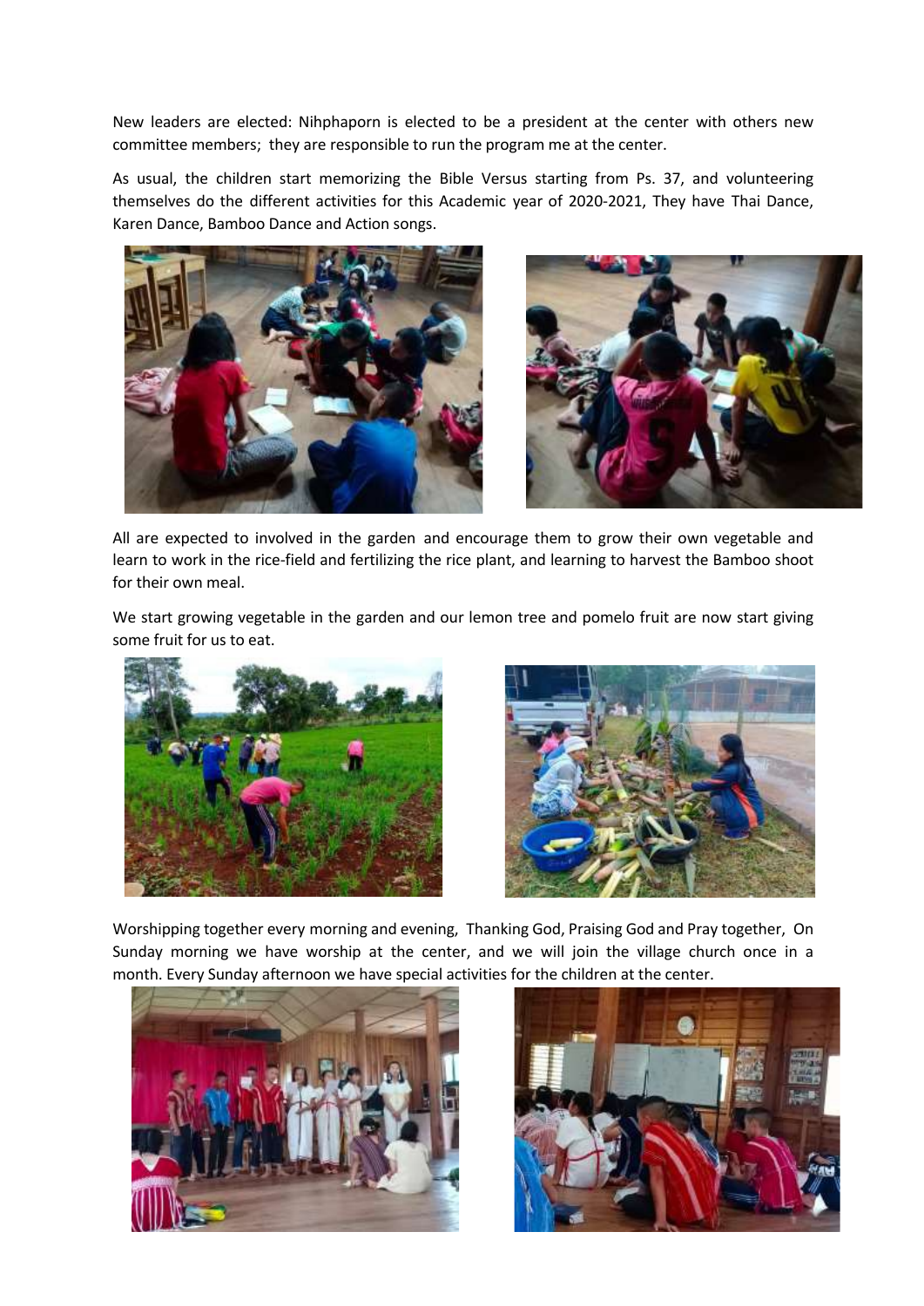New leaders are elected: Nihphaporn is elected to be a president at the center with others new committee members; they are responsible to run the program me at the center.

As usual, the children start memorizing the Bible Versus starting from Ps. 37, and volunteering themselves do the different activities for this Academic year of 2020-2021, They have Thai Dance, Karen Dance, Bamboo Dance and Action songs.

All are expected to involved in the garden and encourage them to grow their own vegetable and learn to work in the rice-field and fertilizing the rice plant, and learning to harvest the Bamboo shoot for their own meal.

We start growing vegetable in the garden and our lemon tree and pomelo fruit are now start giving some fruit for us to eat.

Worshipping together every morning and evening, Thanking God, Praising God and Pray together, On Sunday morning we have worship at the center, and we will join the village church once in a month. Every Sunday afternoon we have special activities for the children at the center.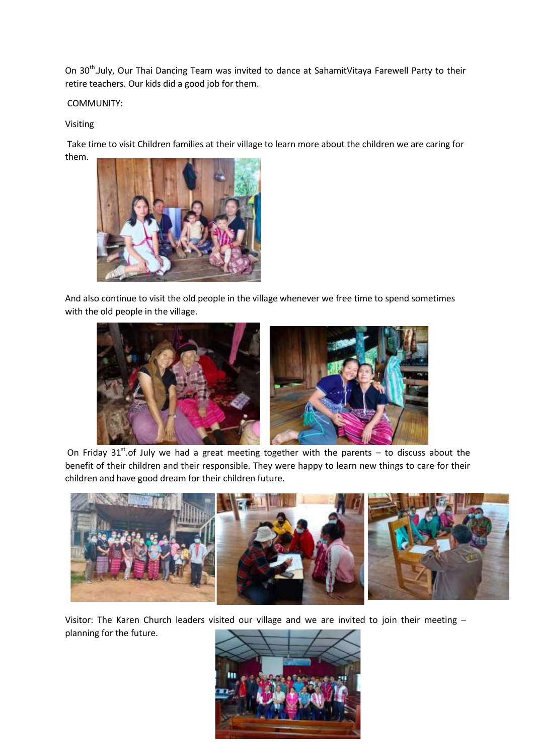On 30th.July, Our Thai Dancing Team was invited to dance at SahamitVitaya Farewell Party to their retire teachers. Our kids did a good job for them.

COMMUNITY:

Visiting

Take time to visit Children families at their village to learn more about the children we are caring for them.

And also continue to visit the old people in the village whenever we free time to spend sometimes with the old people in the village.

On Friday 31st.of July we had a great meeting together with the parents – to discuss about the benefit of their children and their responsible. They were happy to learn new things to care for their children and have good dream for their children future.

Visitor: The Karen Church leaders visited our village and we are invited to join their meeting – planning for the future.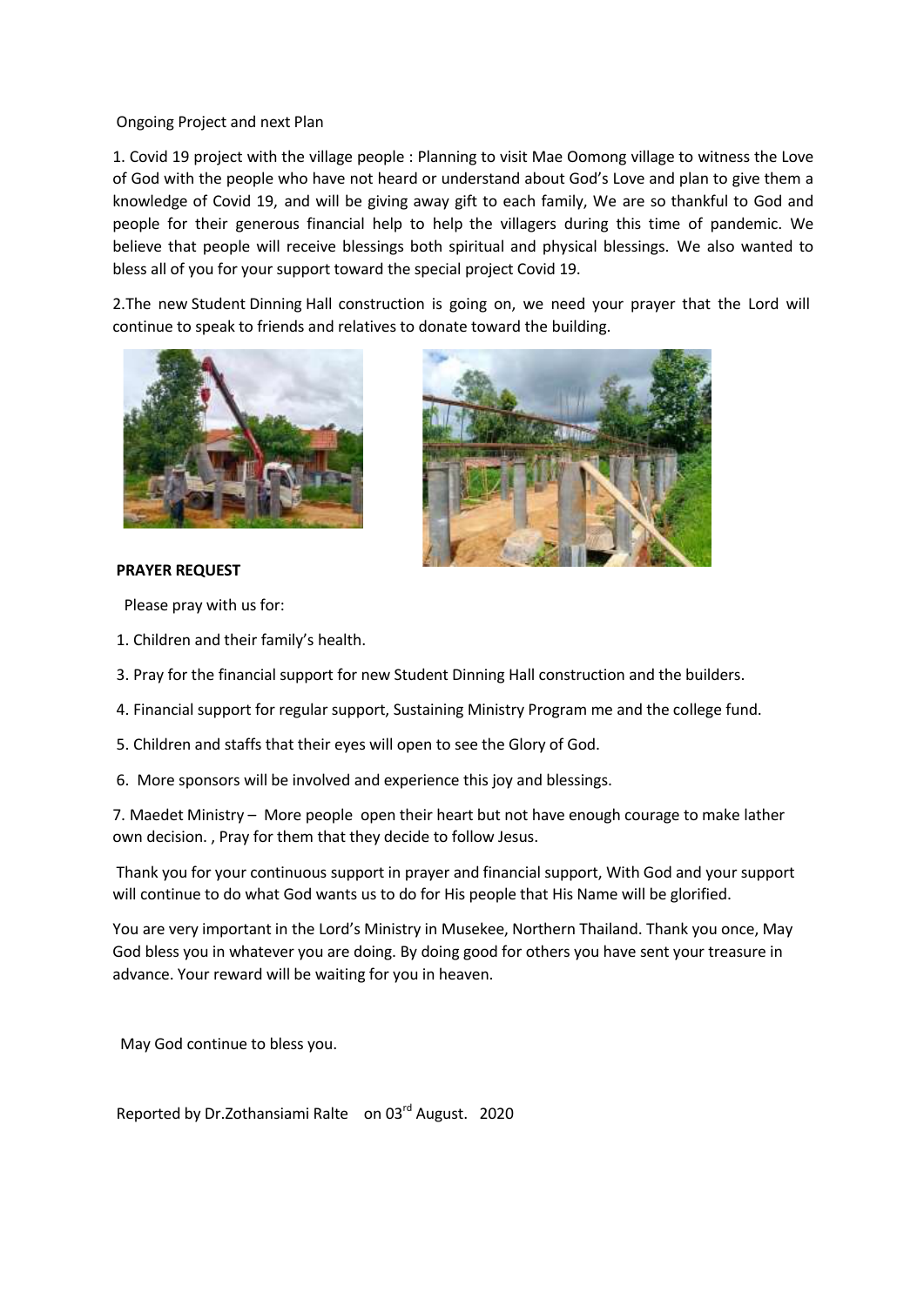Ongoing Project and next Plan

1. Covid 19 project with the village people : Planning to visit Mae Oomong village to witness the Love of God with the people who have not heard or understand about God's Love and plan to give them a knowledge of Covid 19, and will be giving away gift to each family, We are so thankful to God and people for their generous financial help to help the villagers during this time of pandemic. We believe that people will receive blessings both spiritual and physical blessings. We also wanted to bless all of you for your support toward the special project Covid 19.

2.The new Student Dinning Hall construction is going on, we need your prayer that the Lord will continue to speak to friends and relatives to donate toward the building.

**PRAYER REQUEST**

Please pray with us for:

1. Children and their family's health.

3. Pray for the financial support for new Student Dinning Hall construction and the builders.

4. Financial support for regular support, Sustaining Ministry Program me and the college fund.

5. Children and staffs that their eyes will open to see the Glory of God.

6. More sponsors will be involved and experience this joy and blessings.

7. Maedet Ministry – More people open their heart but not have enough courage to make lather own decision. , Pray for them that they decide to follow Jesus.

Thank you for your continuous support in prayer and financial support, With God and your support will continue to do what God wants us to do for His people that His Name will be glorified.

You are very important in the Lord's Ministry in Musekee, Northern Thailand. Thank you once, May God bless you in whatever you are doing. By doing good for others you have sent your treasure in advance. Your reward will be waiting for you in heaven.

May God continue to bless you.

Reported by Dr.Zothansiami Ralte on 03rd August. 2020